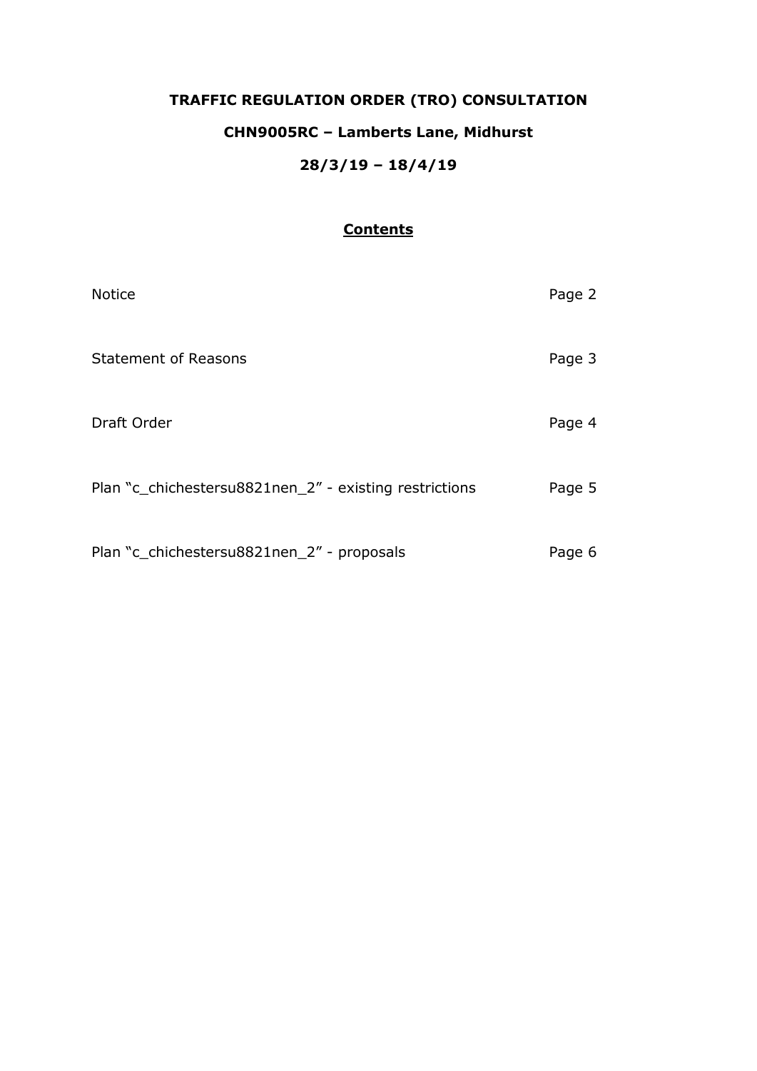# TRAFFIC REGULATION ORDER (TRO) CONSULTATION

## CHN9005RC – Lamberts Lane, Midhurst

## 28/3/19 – 18/4/19

### Contents

| | |
|---|---|
| Notice | Page 2 |
| Statement of Reasons | Page 3 |
| Draft Order | Page 4 |
| Plan "c_chichestersu8821nen_2" - existing restrictions | Page 5 |
| Plan "c_chichestersu8821nen_2" - proposals | Page 6 |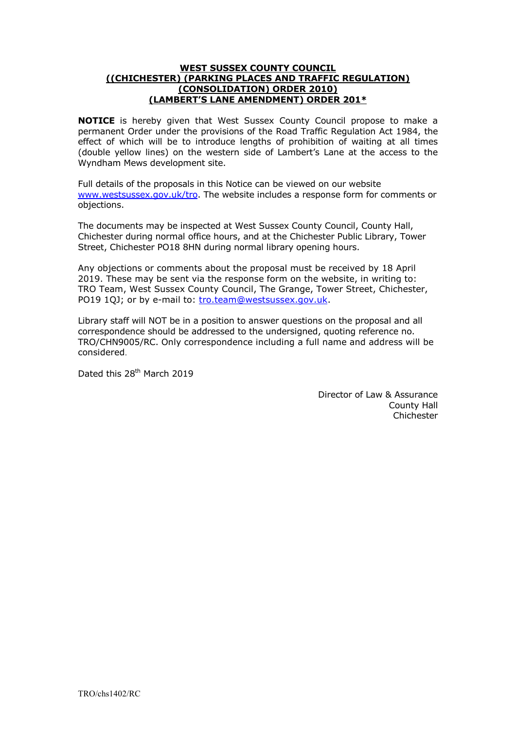**WEST SUSSEX COUNTY COUNCIL**
**((CHICHESTER) (PARKING PLACES AND TRAFFIC REGULATION)**
**(CONSOLIDATION) ORDER 2010)**
**(LAMBERT'S LANE AMENDMENT) ORDER 201***

**NOTICE** is hereby given that West Sussex County Council propose to make a permanent Order under the provisions of the Road Traffic Regulation Act 1984, the effect of which will be to introduce lengths of prohibition of waiting at all times (double yellow lines) on the western side of Lambert's Lane at the access to the Wyndham Mews development site.

Full details of the proposals in this Notice can be viewed on our website www.westsussex.gov.uk/tro. The website includes a response form for comments or objections.

The documents may be inspected at West Sussex County Council, County Hall, Chichester during normal office hours, and at the Chichester Public Library, Tower Street, Chichester PO18 8HN during normal library opening hours.

Any objections or comments about the proposal must be received by 18 April 2019. These may be sent via the response form on the website, in writing to: TRO Team, West Sussex County Council, The Grange, Tower Street, Chichester, PO19 1QJ; or by e-mail to: tro.team@westsussex.gov.uk.

Library staff will NOT be in a position to answer questions on the proposal and all correspondence should be addressed to the undersigned, quoting reference no. TRO/CHN9005/RC. Only correspondence including a full name and address will be considered.

Dated this 28th March 2019

Director of Law & Assurance
County Hall
Chichester

TRO/chs1402/RC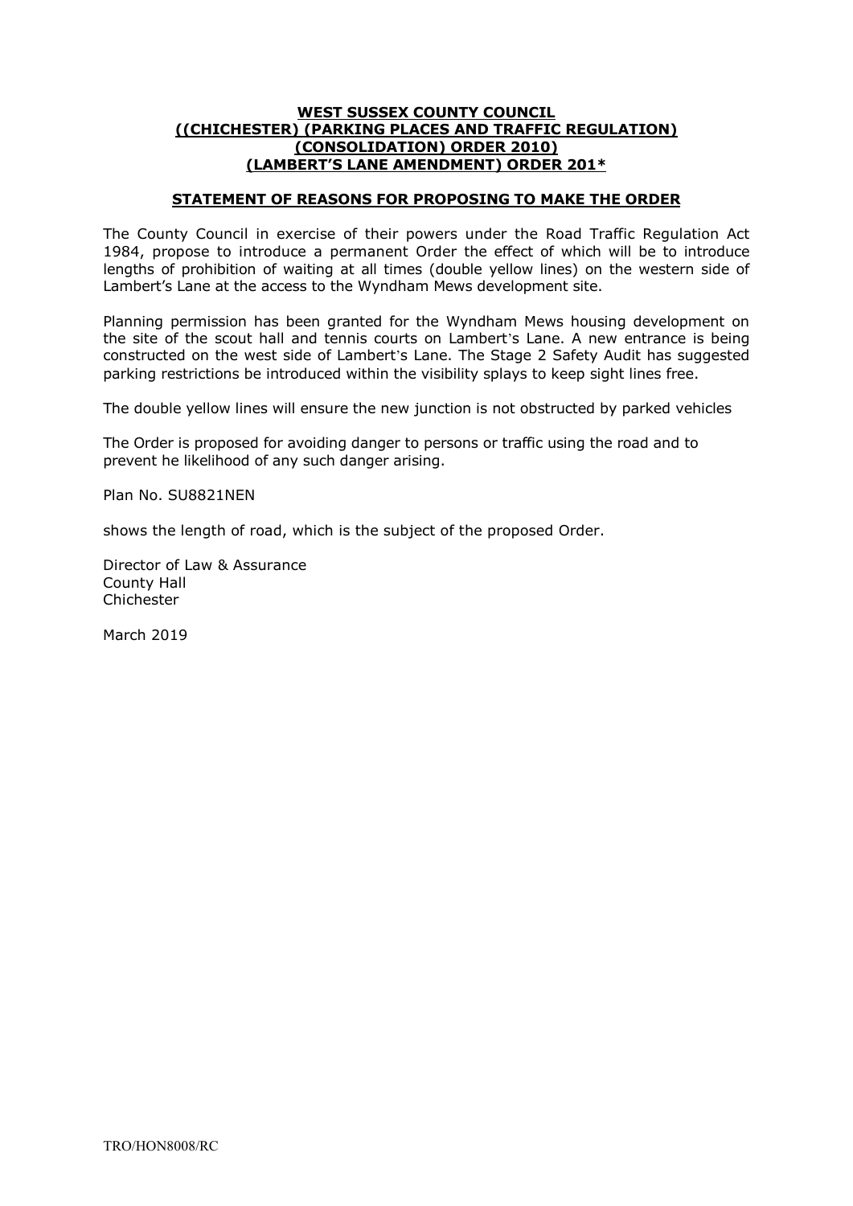**WEST SUSSEX COUNTY COUNCIL**
**((CHICHESTER) (PARKING PLACES AND TRAFFIC REGULATION)**
**(CONSOLIDATION) ORDER 2010)**
**(LAMBERT'S LANE AMENDMENT) ORDER 201***

**STATEMENT OF REASONS FOR PROPOSING TO MAKE THE ORDER**

The County Council in exercise of their powers under the Road Traffic Regulation Act 1984, propose to introduce a permanent Order the effect of which will be to introduce lengths of prohibition of waiting at all times (double yellow lines) on the western side of Lambert's Lane at the access to the Wyndham Mews development site.

Planning permission has been granted for the Wyndham Mews housing development on the site of the scout hall and tennis courts on Lambert's Lane. A new entrance is being constructed on the west side of Lambert's Lane. The Stage 2 Safety Audit has suggested parking restrictions be introduced within the visibility splays to keep sight lines free.

The double yellow lines will ensure the new junction is not obstructed by parked vehicles

The Order is proposed for avoiding danger to persons or traffic using the road and to prevent he likelihood of any such danger arising.

Plan No. SU8821NEN

shows the length of road, which is the subject of the proposed Order.

Director of Law & Assurance
County Hall
Chichester

March 2019

TRO/HON8008/RC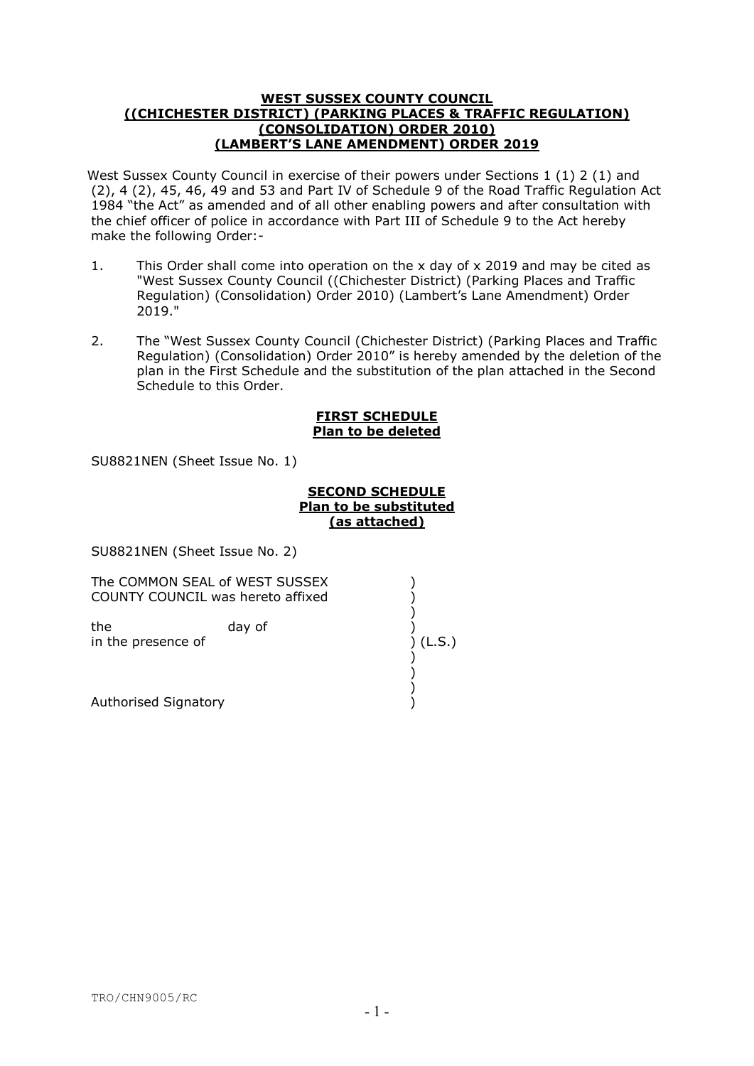**WEST SUSSEX COUNTY COUNCIL**
**((CHICHESTER DISTRICT) (PARKING PLACES & TRAFFIC REGULATION) (CONSOLIDATION) ORDER 2010)**
**(LAMBERT'S LANE AMENDMENT) ORDER 2019**

West Sussex County Council in exercise of their powers under Sections 1 (1) 2 (1) and (2), 4 (2), 45, 46, 49 and 53 and Part IV of Schedule 9 of the Road Traffic Regulation Act 1984 "the Act" as amended and of all other enabling powers and after consultation with the chief officer of police in accordance with Part III of Schedule 9 to the Act hereby make the following Order:-

1. This Order shall come into operation on the x day of x 2019 and may be cited as "West Sussex County Council ((Chichester District) (Parking Places and Traffic Regulation) (Consolidation) Order 2010) (Lambert's Lane Amendment) Order 2019."

2. The "West Sussex County Council (Chichester District) (Parking Places and Traffic Regulation) (Consolidation) Order 2010" is hereby amended by the deletion of the plan in the First Schedule and the substitution of the plan attached in the Second Schedule to this Order.

**FIRST SCHEDULE**
**Plan to be deleted**

SU8821NEN (Sheet Issue No. 1)

**SECOND SCHEDULE**
**Plan to be substituted**
**(as attached)**

SU8821NEN (Sheet Issue No. 2)

The COMMON SEAL of WEST SUSSEX COUNTY COUNCIL was hereto affixed )
)
)
the day of )
in the presence of ) (L.S.)
)
)
)
Authorised Signatory )

TRO/CHN9005/RC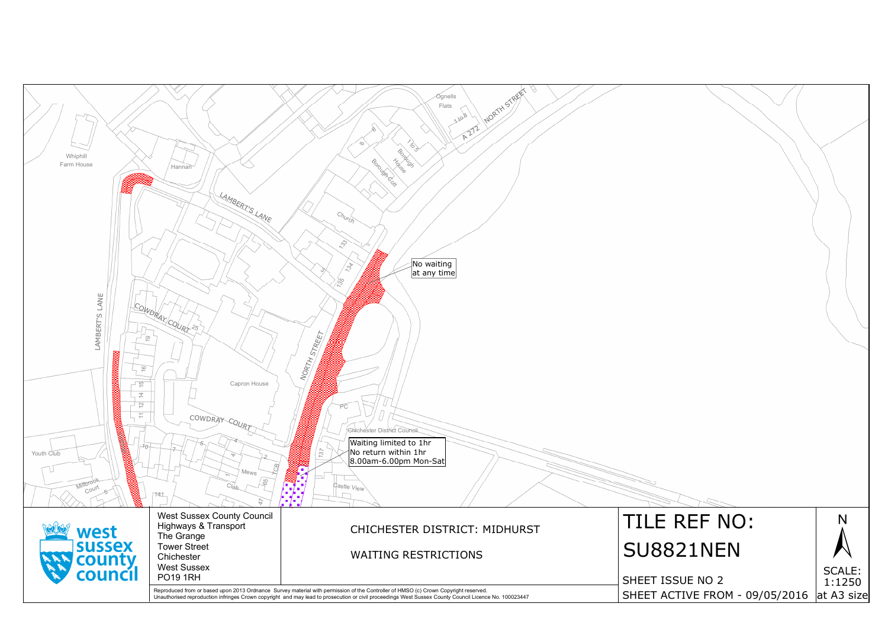No waiting at any time

Waiting limited to 1hr
No return within 1hr
8.00am-6.00pm Mon-Sat

West Sussex County Council
Highways & Transport
The Grange
Tower Street
Chichester
West Sussex
PO19 1RH

CHICHESTER DISTRICT: MIDHURST

WAITING RESTRICTIONS

# TILE REF NO: SU8821NEN

SHEET ISSUE NO 2

SHEET ACTIVE FROM - 09/05/2016

N

SCALE: 1:1250 at A3 size

Reproduced from or based upon 2013 Ordnance Survey material with permission of the Controller of HMSO (c) Crown Copyright reserved.
Unauthorised reproduction infringes Crown copyright and may lead to prosecution or civil proceedings West Sussex County Council Licence No. 100023447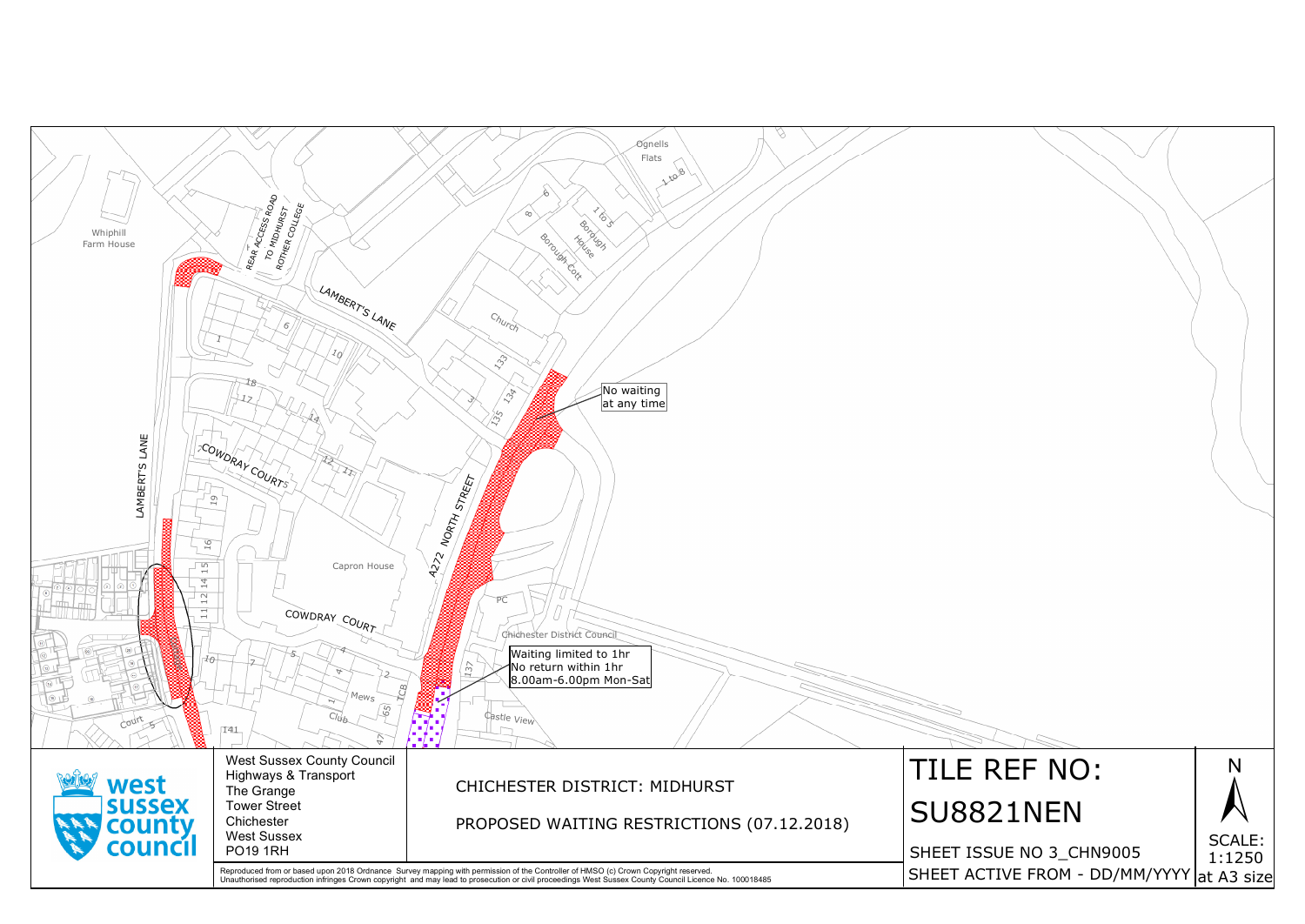No waiting at any time

Waiting limited to 1hr
No return within 1hr
8.00am-6.00pm Mon-Sat

Whiphill Farm House

REAR ACCESS ROAD TO MIDHURST ROTHER COLLEGE

LAMBERT'S LANE

Ognells Flats

1 to 8

Borough House

1 to 5

Borough Cott

Church

133

134

135

COWDRAY COURT

A272 NORTH STREET

Capron House

COWDRAY COURT

Chichester District Council

PC

Castle View

Mews

Club

TCB

137

West Sussex County Council
Highways & Transport
The Grange
Tower Street
Chichester
West Sussex
PO19 1RH

CHICHESTER DISTRICT: MIDHURST

PROPOSED WAITING RESTRICTIONS (07.12.2018)

# TILE REF NO: SU8821NEN

SHEET ISSUE NO 3_CHN9005

SHEET ACTIVE FROM - DD/MM/YYYY

N

SCALE: 1:1250 at A3 size

Reproduced from or based upon 2018 Ordnance Survey mapping with permission of the Controller of HMSO (c) Crown Copyright reserved.
Unauthorised reproduction infringes Crown copyright and may lead to prosecution or civil proceedings West Sussex County Council Licence No. 100018485